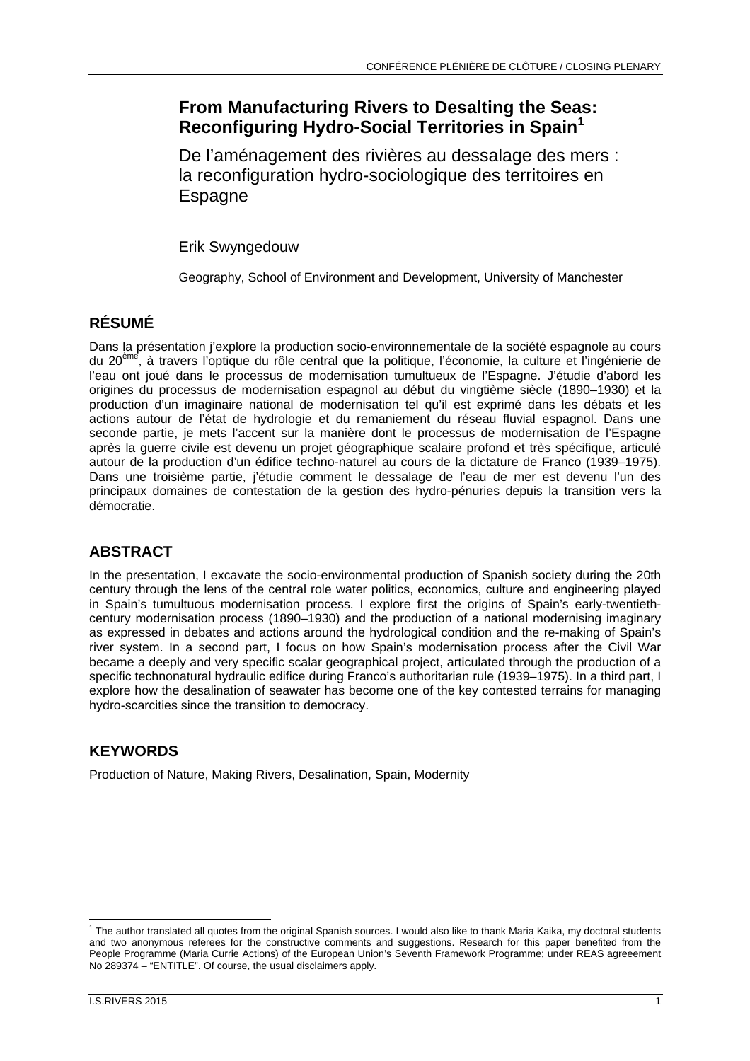# From Manufacturing Rivers to Desalting the Seas: Reconfiguring Hydro-Social Territories in Spain[1]

De l'aménagement des rivières au dessalage des mers : la reconfiguration hydro-sociologique des territoires en Espagne

Erik Swyngedouw

Geography, School of Environment and Development, University of Manchester

## RÉSUMÉ

Dans la présentation j'explore la production socio-environnementale de la société espagnole au cours du 20$^{ème}$, à travers l'optique du rôle central que la politique, l'économie, la culture et l'ingénierie de l'eau ont joué dans le processus de modernisation tumultueux de l'Espagne. J'étudie d'abord les origines du processus de modernisation espagnol au début du vingtième siècle (1890–1930) et la production d'un imaginaire national de modernisation tel qu'il est exprimé dans les débats et les actions autour de l'état de hydrologie et du remaniement du réseau fluvial espagnol. Dans une seconde partie, je mets l'accent sur la manière dont le processus de modernisation de l'Espagne après la guerre civile est devenu un projet géographique scalaire profond et très spécifique, articulé autour de la production d'un édifice techno-naturel au cours de la dictature de Franco (1939–1975). Dans une troisième partie, j'étudie comment le dessalage de l'eau de mer est devenu l'un des principaux domaines de contestation de la gestion des hydro-pénuries depuis la transition vers la démocratie.

## ABSTRACT

In the presentation, I excavate the socio-environmental production of Spanish society during the 20th century through the lens of the central role water politics, economics, culture and engineering played in Spain's tumultuous modernisation process. I explore first the origins of Spain's early-twentieth-century modernisation process (1890–1930) and the production of a national modernising imaginary as expressed in debates and actions around the hydrological condition and the re-making of Spain's river system. In a second part, I focus on how Spain's modernisation process after the Civil War became a deeply and very specific scalar geographical project, articulated through the production of a specific technonatural hydraulic edifice during Franco's authoritarian rule (1939–1975). In a third part, I explore how the desalination of seawater has become one of the key contested terrains for managing hydro-scarcities since the transition to democracy.

## KEYWORDS

Production of Nature, Making Rivers, Desalination, Spain, Modernity

---

[1] The author translated all quotes from the original Spanish sources. I would also like to thank Maria Kaika, my doctoral students and two anonymous referees for the constructive comments and suggestions. Research for this paper benefited from the People Programme (Maria Currie Actions) of the European Union's Seventh Framework Programme; under REAS agreeement No 289374 – "ENTITLE". Of course, the usual disclaimers apply.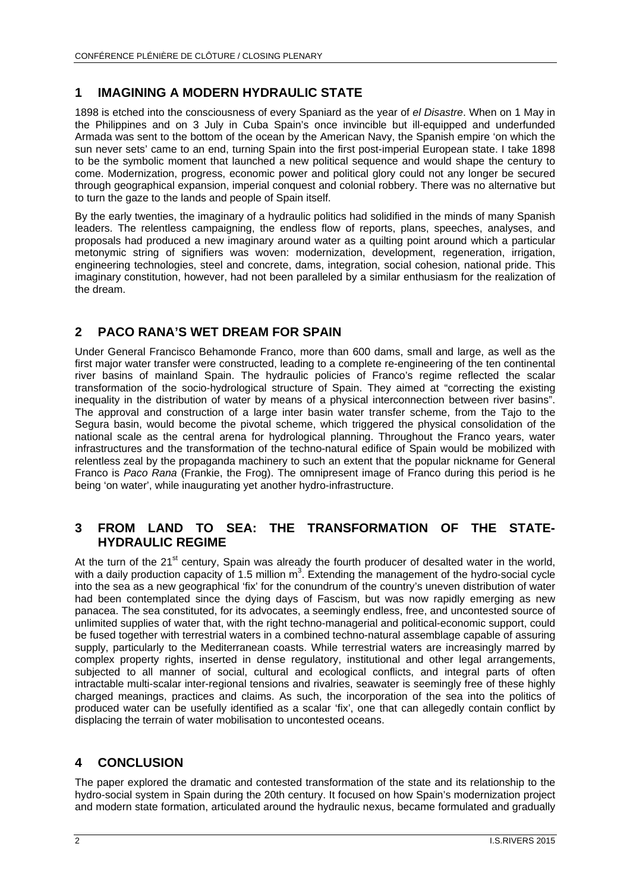## 1 IMAGINING A MODERN HYDRAULIC STATE

1898 is etched into the consciousness of every Spaniard as the year of *el Disastre*. When on 1 May in the Philippines and on 3 July in Cuba Spain's once invincible but ill-equipped and underfunded Armada was sent to the bottom of the ocean by the American Navy, the Spanish empire 'on which the sun never sets' came to an end, turning Spain into the first post-imperial European state. I take 1898 to be the symbolic moment that launched a new political sequence and would shape the century to come. Modernization, progress, economic power and political glory could not any longer be secured through geographical expansion, imperial conquest and colonial robbery. There was no alternative but to turn the gaze to the lands and people of Spain itself.

By the early twenties, the imaginary of a hydraulic politics had solidified in the minds of many Spanish leaders. The relentless campaigning, the endless flow of reports, plans, speeches, analyses, and proposals had produced a new imaginary around water as a quilting point around which a particular metonymic string of signifiers was woven: modernization, development, regeneration, irrigation, engineering technologies, steel and concrete, dams, integration, social cohesion, national pride. This imaginary constitution, however, had not been paralleled by a similar enthusiasm for the realization of the dream.

## 2 PACO RANA'S WET DREAM FOR SPAIN

Under General Francisco Behamonde Franco, more than 600 dams, small and large, as well as the first major water transfer were constructed, leading to a complete re-engineering of the ten continental river basins of mainland Spain. The hydraulic policies of Franco's regime reflected the scalar transformation of the socio-hydrological structure of Spain. They aimed at "correcting the existing inequality in the distribution of water by means of a physical interconnection between river basins". The approval and construction of a large inter basin water transfer scheme, from the Tajo to the Segura basin, would become the pivotal scheme, which triggered the physical consolidation of the national scale as the central arena for hydrological planning. Throughout the Franco years, water infrastructures and the transformation of the techno-natural edifice of Spain would be mobilized with relentless zeal by the propaganda machinery to such an extent that the popular nickname for General Franco is *Paco Rana* (Frankie, the Frog). The omnipresent image of Franco during this period is he being 'on water', while inaugurating yet another hydro-infrastructure.

## 3 FROM LAND TO SEA: THE TRANSFORMATION OF THE STATE-HYDRAULIC REGIME

At the turn of the 21$^{st}$ century, Spain was already the fourth producer of desalted water in the world, with a daily production capacity of 1.5 million $m^3$. Extending the management of the hydro-social cycle into the sea as a new geographical 'fix' for the conundrum of the country's uneven distribution of water had been contemplated since the dying days of Fascism, but was now rapidly emerging as new panacea. The sea constituted, for its advocates, a seemingly endless, free, and uncontested source of unlimited supplies of water that, with the right techno-managerial and political-economic support, could be fused together with terrestrial waters in a combined techno-natural assemblage capable of assuring supply, particularly to the Mediterranean coasts. While terrestrial waters are increasingly marred by complex property rights, inserted in dense regulatory, institutional and other legal arrangements, subjected to all manner of social, cultural and ecological conflicts, and integral parts of often intractable multi-scalar inter-regional tensions and rivalries, seawater is seemingly free of these highly charged meanings, practices and claims. As such, the incorporation of the sea into the politics of produced water can be usefully identified as a scalar 'fix', one that can allegedly contain conflict by displacing the terrain of water mobilisation to uncontested oceans.

## 4 CONCLUSION

The paper explored the dramatic and contested transformation of the state and its relationship to the hydro-social system in Spain during the 20th century. It focused on how Spain's modernization project and modern state formation, articulated around the hydraulic nexus, became formulated and gradually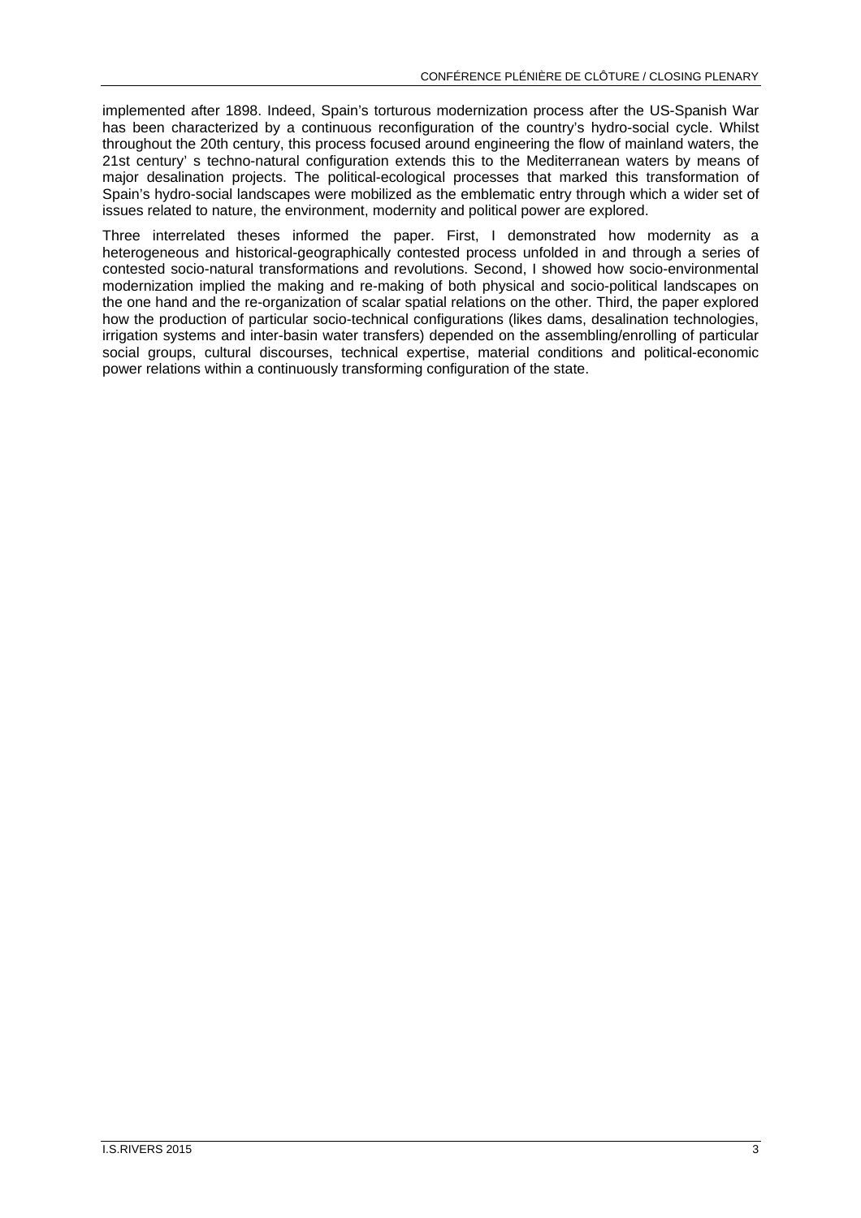implemented after 1898. Indeed, Spain's torturous modernization process after the US-Spanish War has been characterized by a continuous reconfiguration of the country's hydro-social cycle. Whilst throughout the 20th century, this process focused around engineering the flow of mainland waters, the 21st century' s techno-natural configuration extends this to the Mediterranean waters by means of major desalination projects. The political-ecological processes that marked this transformation of Spain's hydro-social landscapes were mobilized as the emblematic entry through which a wider set of issues related to nature, the environment, modernity and political power are explored.

Three interrelated theses informed the paper. First, I demonstrated how modernity as a heterogeneous and historical-geographically contested process unfolded in and through a series of contested socio-natural transformations and revolutions. Second, I showed how socio-environmental modernization implied the making and re-making of both physical and socio-political landscapes on the one hand and the re-organization of scalar spatial relations on the other. Third, the paper explored how the production of particular socio-technical configurations (likes dams, desalination technologies, irrigation systems and inter-basin water transfers) depended on the assembling/enrolling of particular social groups, cultural discourses, technical expertise, material conditions and political-economic power relations within a continuously transforming configuration of the state.